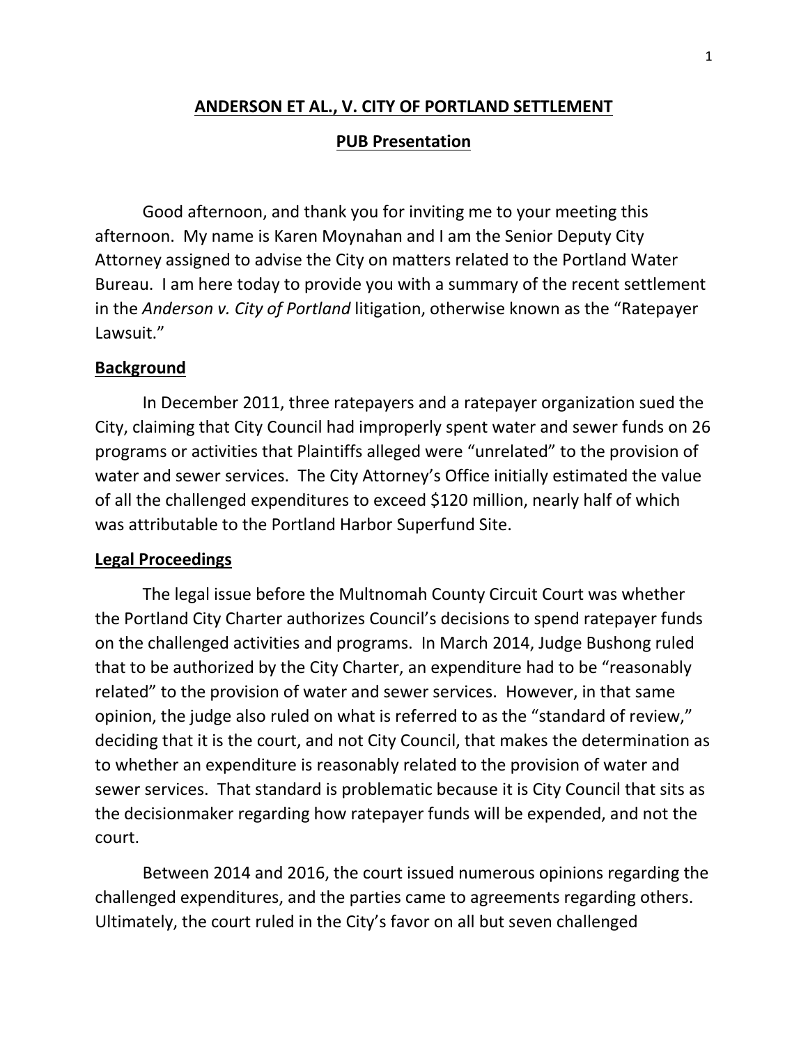# ANDERSON ET AL., V. CITY OF PORTLAND SETTLEMENT

## PUB Presentation

Good afternoon, and thank you for inviting me to your meeting this afternoon. My name is Karen Moynahan and I am the Senior Deputy City Attorney assigned to advise the City on matters related to the Portland Water Bureau. I am here today to provide you with a summary of the recent settlement in the *Anderson v. City of Portland* litigation, otherwise known as the "Ratepayer Lawsuit."

### Background

In December 2011, three ratepayers and a ratepayer organization sued the City, claiming that City Council had improperly spent water and sewer funds on 26 programs or activities that Plaintiffs alleged were "unrelated" to the provision of water and sewer services. The City Attorney's Office initially estimated the value of all the challenged expenditures to exceed $120 million, nearly half of which was attributable to the Portland Harbor Superfund Site.

### Legal Proceedings

The legal issue before the Multnomah County Circuit Court was whether the Portland City Charter authorizes Council's decisions to spend ratepayer funds on the challenged activities and programs. In March 2014, Judge Bushong ruled that to be authorized by the City Charter, an expenditure had to be "reasonably related" to the provision of water and sewer services. However, in that same opinion, the judge also ruled on what is referred to as the "standard of review," deciding that it is the court, and not City Council, that makes the determination as to whether an expenditure is reasonably related to the provision of water and sewer services. That standard is problematic because it is City Council that sits as the decisionmaker regarding how ratepayer funds will be expended, and not the court.

Between 2014 and 2016, the court issued numerous opinions regarding the challenged expenditures, and the parties came to agreements regarding others. Ultimately, the court ruled in the City's favor on all but seven challenged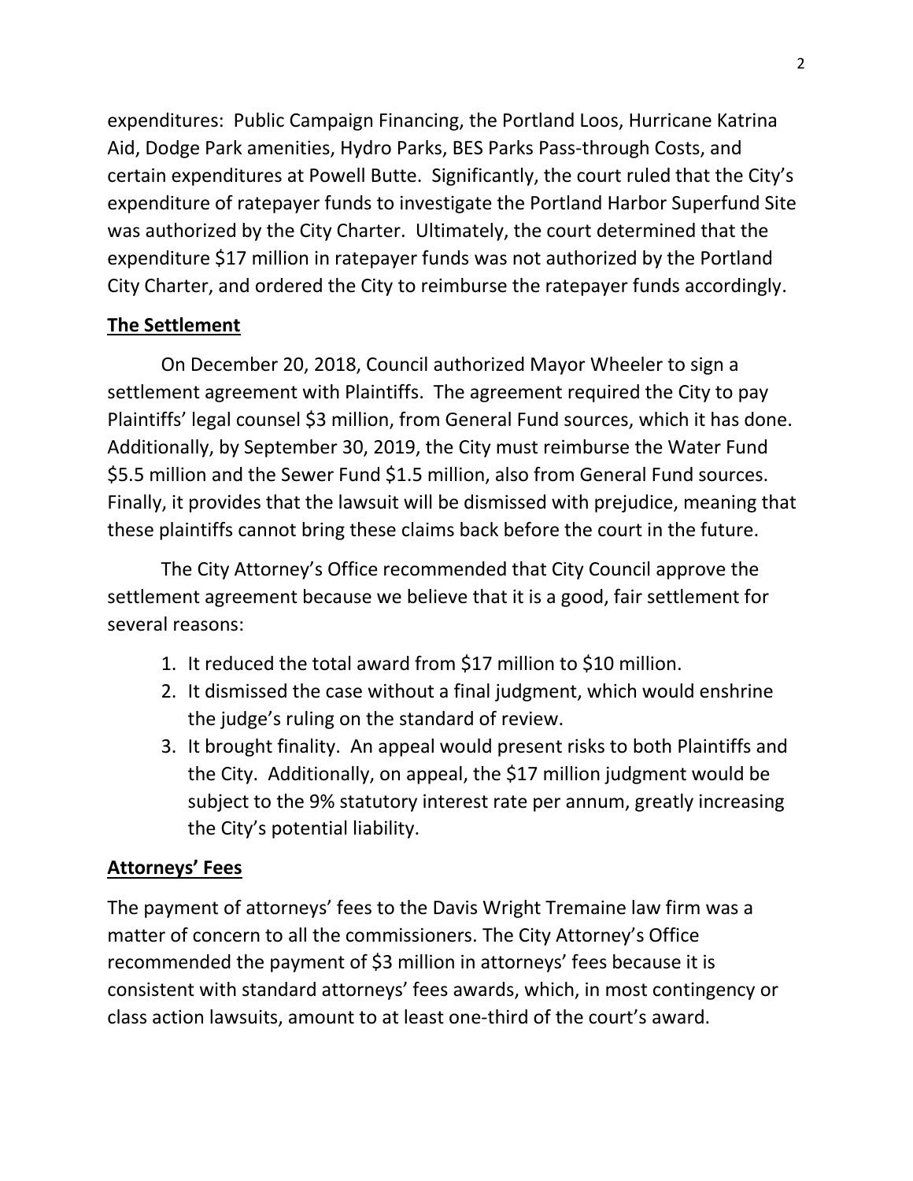expenditures: Public Campaign Financing, the Portland Loos, Hurricane Katrina Aid, Dodge Park amenities, Hydro Parks, BES Parks Pass-through Costs, and certain expenditures at Powell Butte. Significantly, the court ruled that the City's expenditure of ratepayer funds to investigate the Portland Harbor Superfund Site was authorized by the City Charter. Ultimately, the court determined that the expenditure $17 million in ratepayer funds was not authorized by the Portland City Charter, and ordered the City to reimburse the ratepayer funds accordingly.

**The Settlement**

On December 20, 2018, Council authorized Mayor Wheeler to sign a settlement agreement with Plaintiffs. The agreement required the City to pay Plaintiffs' legal counsel $3 million, from General Fund sources, which it has done. Additionally, by September 30, 2019, the City must reimburse the Water Fund $5.5 million and the Sewer Fund $1.5 million, also from General Fund sources. Finally, it provides that the lawsuit will be dismissed with prejudice, meaning that these plaintiffs cannot bring these claims back before the court in the future.

The City Attorney's Office recommended that City Council approve the settlement agreement because we believe that it is a good, fair settlement for several reasons:

1. It reduced the total award from $17 million to $10 million.
2. It dismissed the case without a final judgment, which would enshrine the judge's ruling on the standard of review.
3. It brought finality. An appeal would present risks to both Plaintiffs and the City. Additionally, on appeal, the $17 million judgment would be subject to the 9% statutory interest rate per annum, greatly increasing the City's potential liability.

**Attorneys' Fees**

The payment of attorneys' fees to the Davis Wright Tremaine law firm was a matter of concern to all the commissioners. The City Attorney's Office recommended the payment of $3 million in attorneys' fees because it is consistent with standard attorneys' fees awards, which, in most contingency or class action lawsuits, amount to at least one-third of the court's award.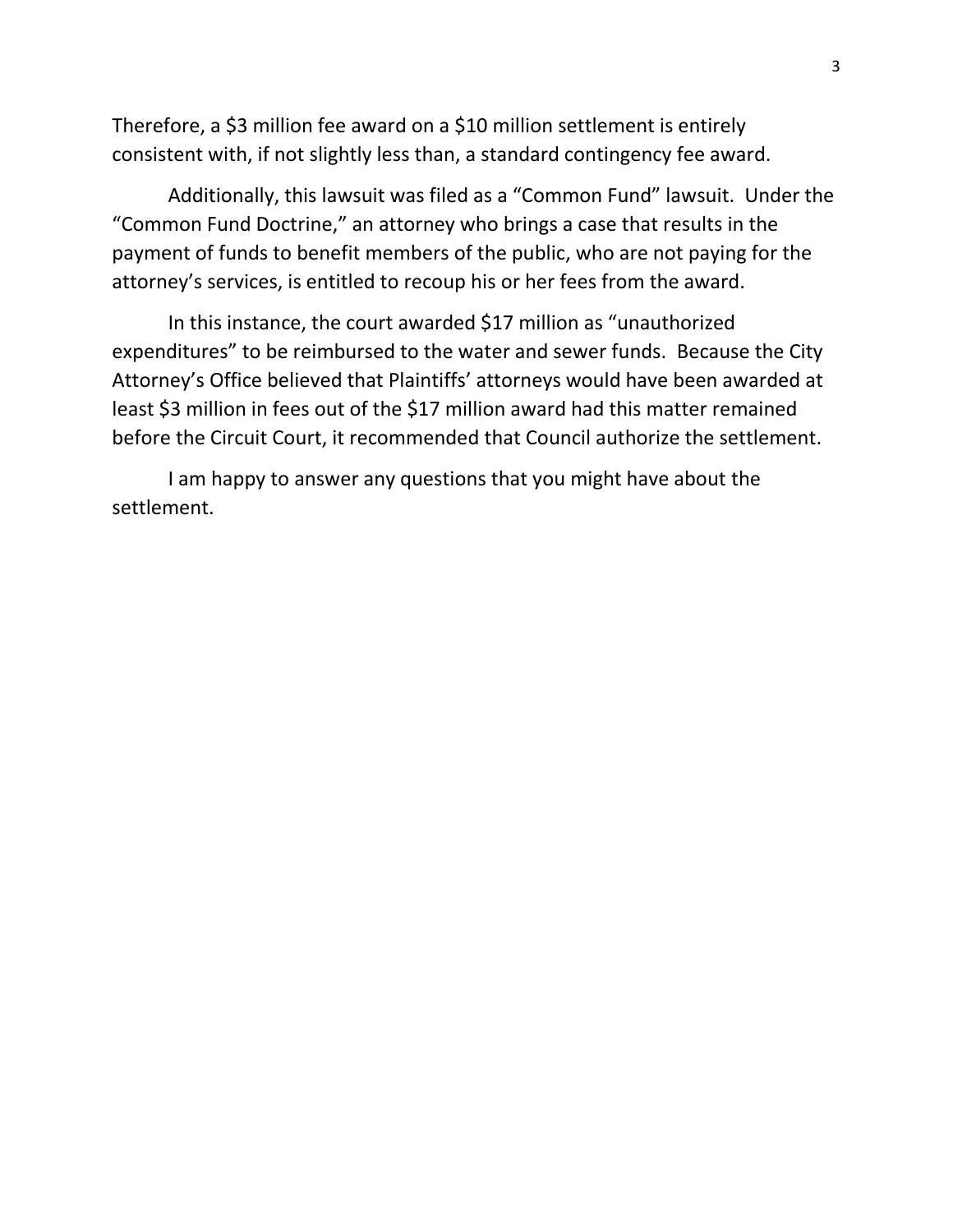Therefore, a $3 million fee award on a $10 million settlement is entirely consistent with, if not slightly less than, a standard contingency fee award.

Additionally, this lawsuit was filed as a "Common Fund" lawsuit. Under the "Common Fund Doctrine," an attorney who brings a case that results in the payment of funds to benefit members of the public, who are not paying for the attorney's services, is entitled to recoup his or her fees from the award.

In this instance, the court awarded $17 million as "unauthorized expenditures" to be reimbursed to the water and sewer funds. Because the City Attorney's Office believed that Plaintiffs' attorneys would have been awarded at least $3 million in fees out of the $17 million award had this matter remained before the Circuit Court, it recommended that Council authorize the settlement.

I am happy to answer any questions that you might have about the settlement.